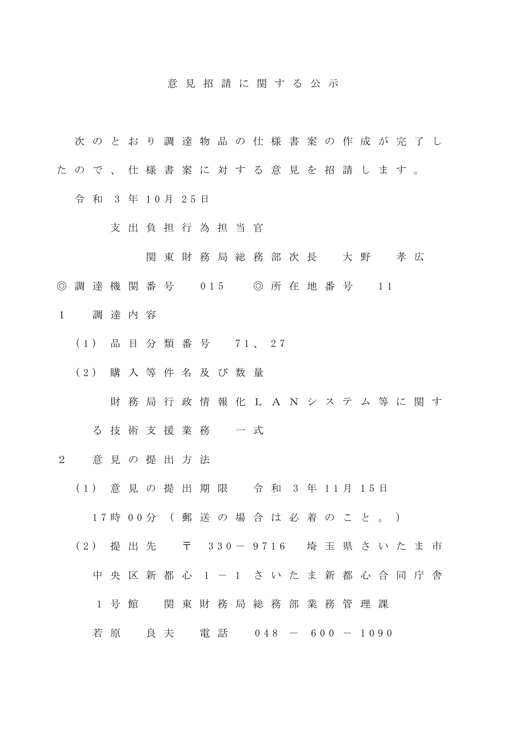# 意見招請に関する公示

次のとおり調達物品の仕様書案の作成が完了したので、仕様書案に対する意見を招請します。

令和３年10月25日

支出負担行為担当官

関東財務局総務部次長　大野　孝広

◎調達機関番号　015　◎所在地番号　11

１　調達内容

（1）品目分類番号　71、27

（2）購入等件名及び数量

財務局行政情報化ＬＡＮシステム等に関する技術支援業務　一式

２　意見の提出方法

（1）意見の提出期限　令和３年11月15日17時00分（郵送の場合は必着のこと。）

（2）提出先　〒330－9716　埼玉県さいたま市中央区新都心１－１　さいたま新都心合同庁舎１号館　関東財務局総務部業務管理課　若原　良夫　電話　048－600－1090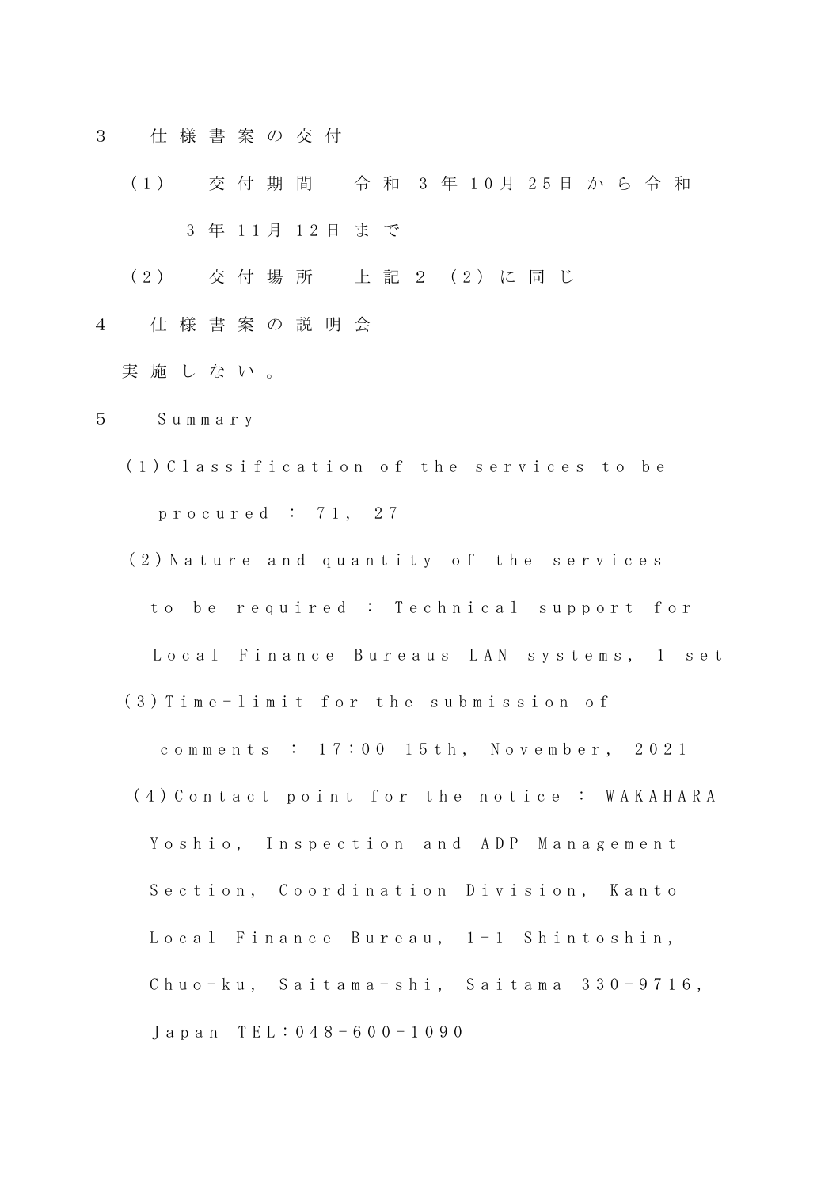3　仕様書案の交付

（1）　交付期間　令和3年10月25日から令和3年11月12日まで

（2）　交付場所　上記2（2）に同じ

4　仕様書案の説明会

実施しない。

5　Summary

(1) Classification of the services to be procured : 71, 27

(2) Nature and quantity of the services to be required : Technical support for Local Finance Bureaus LAN systems, 1 set

(3) Time-limit for the submission of comments : 17:00 15th, November, 2021

(4) Contact point for the notice : WAKAHARA Yoshio, Inspection and ADP Management Section, Coordination Division, Kanto Local Finance Bureau, 1-1 Shintoshin, Chuo-ku, Saitama-shi, Saitama 330-9716, Japan TEL:048-600-1090